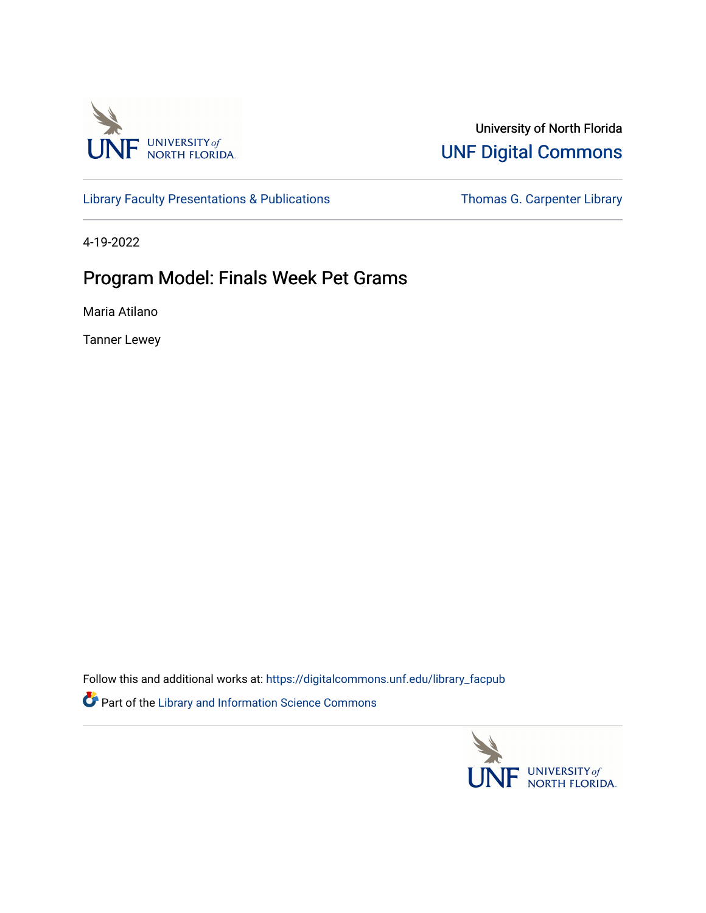University of North Florida

UNF Digital Commons

Library Faculty Presentations & Publications

Thomas G. Carpenter Library

4-19-2022

# Program Model: Finals Week Pet Grams

Maria Atilano

Tanner Lewey

Follow this and additional works at: https://digitalcommons.unf.edu/library_facpub

Part of the Library and Information Science Commons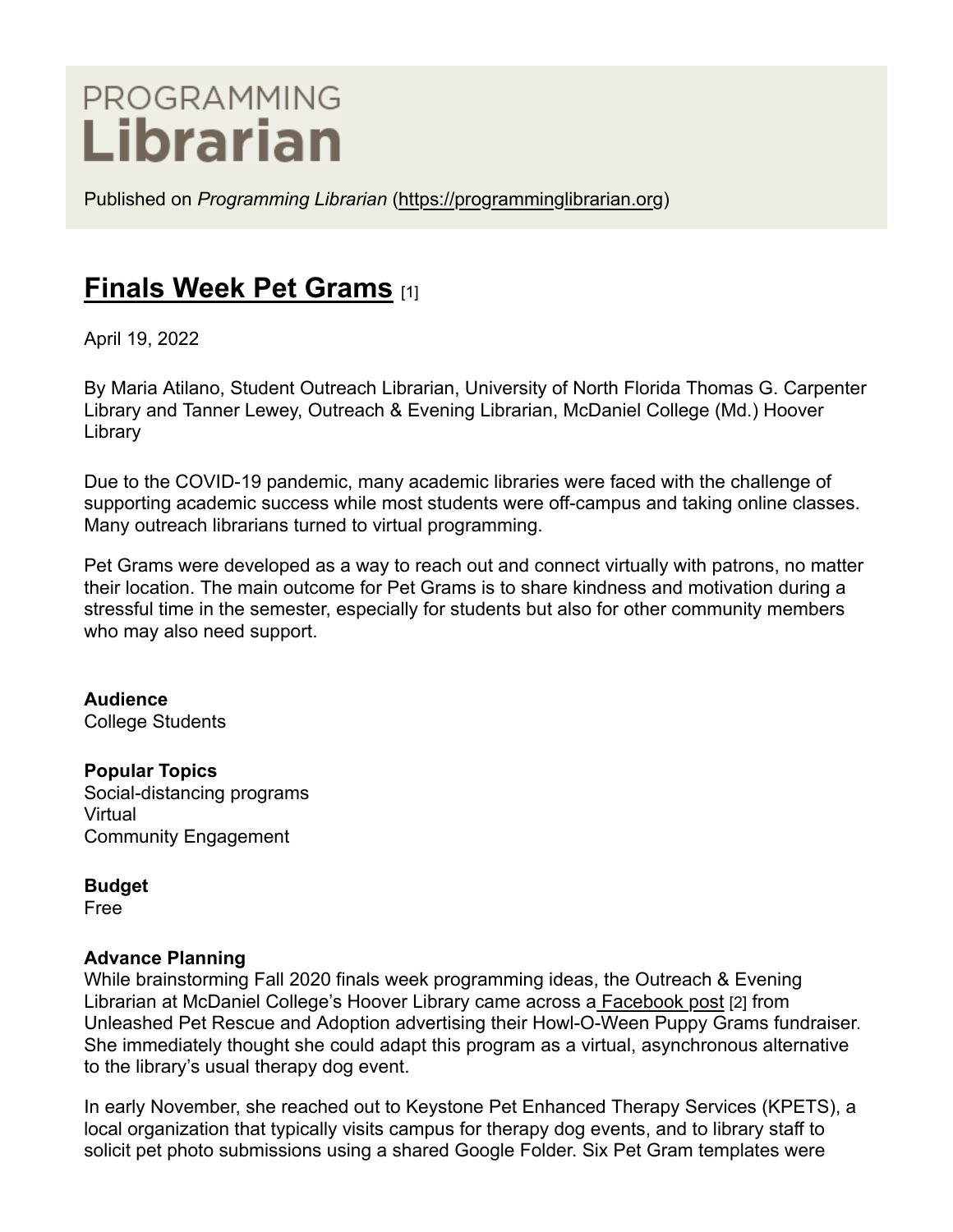Published on *Programming Librarian* (https://programminglibrarian.org)

# Finals Week Pet Grams [1]

April 19, 2022

By Maria Atilano, Student Outreach Librarian, University of North Florida Thomas G. Carpenter Library and Tanner Lewey, Outreach & Evening Librarian, McDaniel College (Md.) Hoover Library

Due to the COVID-19 pandemic, many academic libraries were faced with the challenge of supporting academic success while most students were off-campus and taking online classes. Many outreach librarians turned to virtual programming.

Pet Grams were developed as a way to reach out and connect virtually with patrons, no matter their location. The main outcome for Pet Grams is to share kindness and motivation during a stressful time in the semester, especially for students but also for other community members who may also need support.

**Audience**
College Students

**Popular Topics**
Social-distancing programs
Virtual
Community Engagement

**Budget**
Free

**Advance Planning**
While brainstorming Fall 2020 finals week programming ideas, the Outreach & Evening Librarian at McDaniel College's Hoover Library came across a Facebook post [2] from Unleashed Pet Rescue and Adoption advertising their Howl-O-Ween Puppy Grams fundraiser. She immediately thought she could adapt this program as a virtual, asynchronous alternative to the library's usual therapy dog event.

In early November, she reached out to Keystone Pet Enhanced Therapy Services (KPETS), a local organization that typically visits campus for therapy dog events, and to library staff to solicit pet photo submissions using a shared Google Folder. Six Pet Gram templates were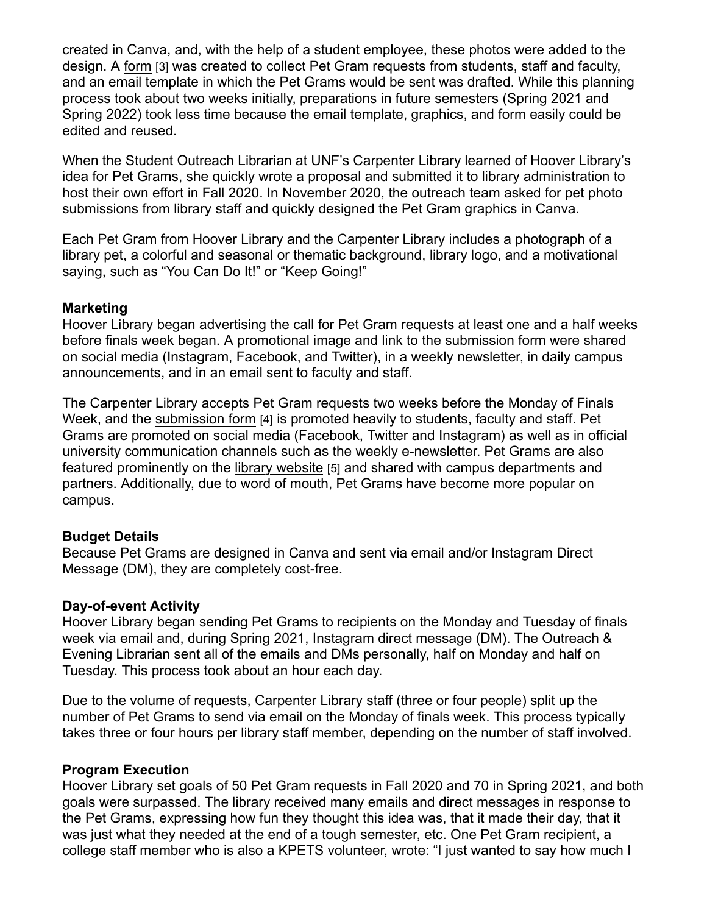created in Canva, and, with the help of a student employee, these photos were added to the design. A form [3] was created to collect Pet Gram requests from students, staff and faculty, and an email template in which the Pet Grams would be sent was drafted. While this planning process took about two weeks initially, preparations in future semesters (Spring 2021 and Spring 2022) took less time because the email template, graphics, and form easily could be edited and reused.

When the Student Outreach Librarian at UNF's Carpenter Library learned of Hoover Library's idea for Pet Grams, she quickly wrote a proposal and submitted it to library administration to host their own effort in Fall 2020. In November 2020, the outreach team asked for pet photo submissions from library staff and quickly designed the Pet Gram graphics in Canva.

Each Pet Gram from Hoover Library and the Carpenter Library includes a photograph of a library pet, a colorful and seasonal or thematic background, library logo, and a motivational saying, such as "You Can Do It!" or "Keep Going!"

**Marketing**

Hoover Library began advertising the call for Pet Gram requests at least one and a half weeks before finals week began. A promotional image and link to the submission form were shared on social media (Instagram, Facebook, and Twitter), in a weekly newsletter, in daily campus announcements, and in an email sent to faculty and staff.

The Carpenter Library accepts Pet Gram requests two weeks before the Monday of Finals Week, and the submission form [4] is promoted heavily to students, faculty and staff. Pet Grams are promoted on social media (Facebook, Twitter and Instagram) as well as in official university communication channels such as the weekly e-newsletter. Pet Grams are also featured prominently on the library website [5] and shared with campus departments and partners. Additionally, due to word of mouth, Pet Grams have become more popular on campus.

**Budget Details**

Because Pet Grams are designed in Canva and sent via email and/or Instagram Direct Message (DM), they are completely cost-free.

**Day-of-event Activity**

Hoover Library began sending Pet Grams to recipients on the Monday and Tuesday of finals week via email and, during Spring 2021, Instagram direct message (DM). The Outreach & Evening Librarian sent all of the emails and DMs personally, half on Monday and half on Tuesday. This process took about an hour each day.

Due to the volume of requests, Carpenter Library staff (three or four people) split up the number of Pet Grams to send via email on the Monday of finals week. This process typically takes three or four hours per library staff member, depending on the number of staff involved.

**Program Execution**

Hoover Library set goals of 50 Pet Gram requests in Fall 2020 and 70 in Spring 2021, and both goals were surpassed. The library received many emails and direct messages in response to the Pet Grams, expressing how fun they thought this idea was, that it made their day, that it was just what they needed at the end of a tough semester, etc. One Pet Gram recipient, a college staff member who is also a KPETS volunteer, wrote: "I just wanted to say how much I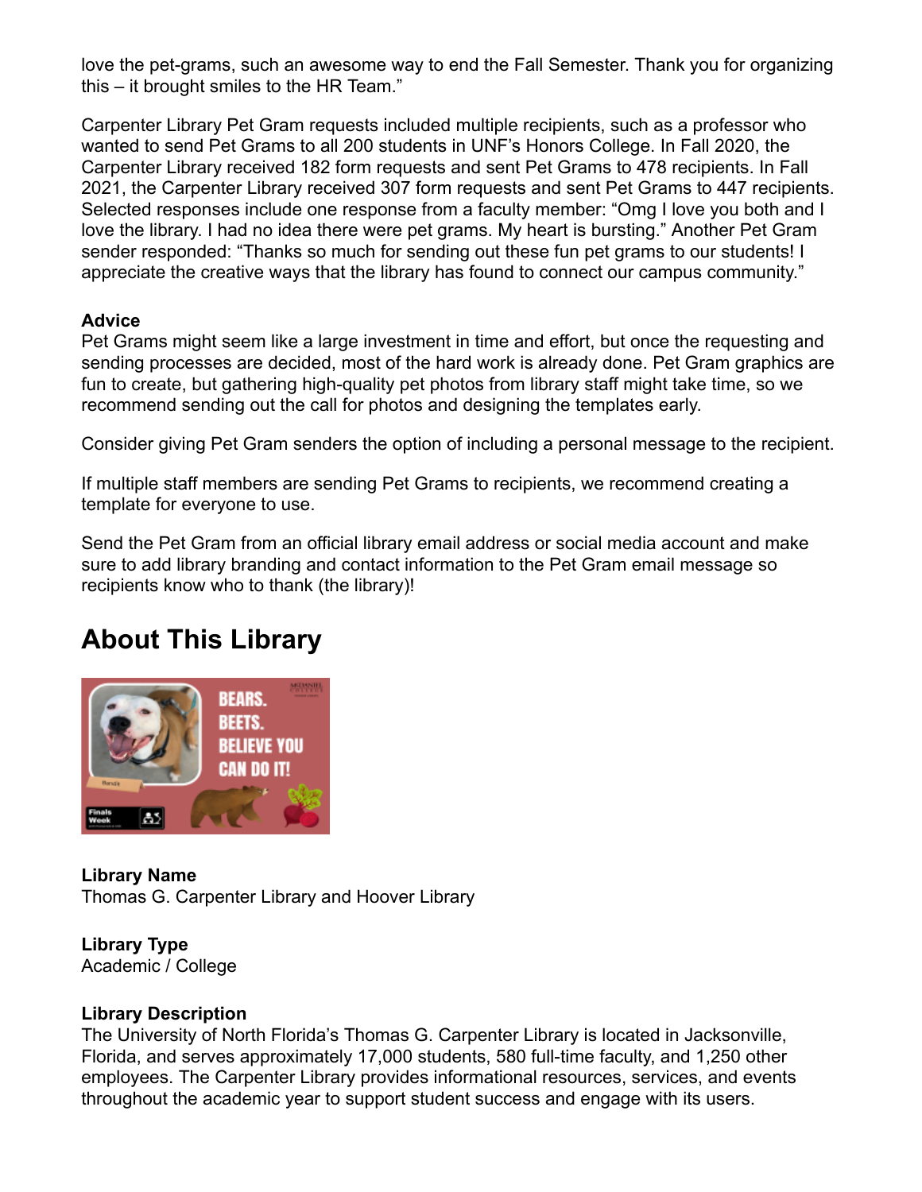love the pet-grams, such an awesome way to end the Fall Semester. Thank you for organizing this – it brought smiles to the HR Team."

Carpenter Library Pet Gram requests included multiple recipients, such as a professor who wanted to send Pet Grams to all 200 students in UNF's Honors College. In Fall 2020, the Carpenter Library received 182 form requests and sent Pet Grams to 478 recipients. In Fall 2021, the Carpenter Library received 307 form requests and sent Pet Grams to 447 recipients. Selected responses include one response from a faculty member: "Omg I love you both and I love the library. I had no idea there were pet grams. My heart is bursting." Another Pet Gram sender responded: "Thanks so much for sending out these fun pet grams to our students! I appreciate the creative ways that the library has found to connect our campus community."

**Advice**

Pet Grams might seem like a large investment in time and effort, but once the requesting and sending processes are decided, most of the hard work is already done. Pet Gram graphics are fun to create, but gathering high-quality pet photos from library staff might take time, so we recommend sending out the call for photos and designing the templates early.

Consider giving Pet Gram senders the option of including a personal message to the recipient.

If multiple staff members are sending Pet Grams to recipients, we recommend creating a template for everyone to use.

Send the Pet Gram from an official library email address or social media account and make sure to add library branding and contact information to the Pet Gram email message so recipients know who to thank (the library)!

# About This Library

**Library Name**

Thomas G. Carpenter Library and Hoover Library

**Library Type**

Academic / College

**Library Description**

The University of North Florida's Thomas G. Carpenter Library is located in Jacksonville, Florida, and serves approximately 17,000 students, 580 full-time faculty, and 1,250 other employees. The Carpenter Library provides informational resources, services, and events throughout the academic year to support student success and engage with its users.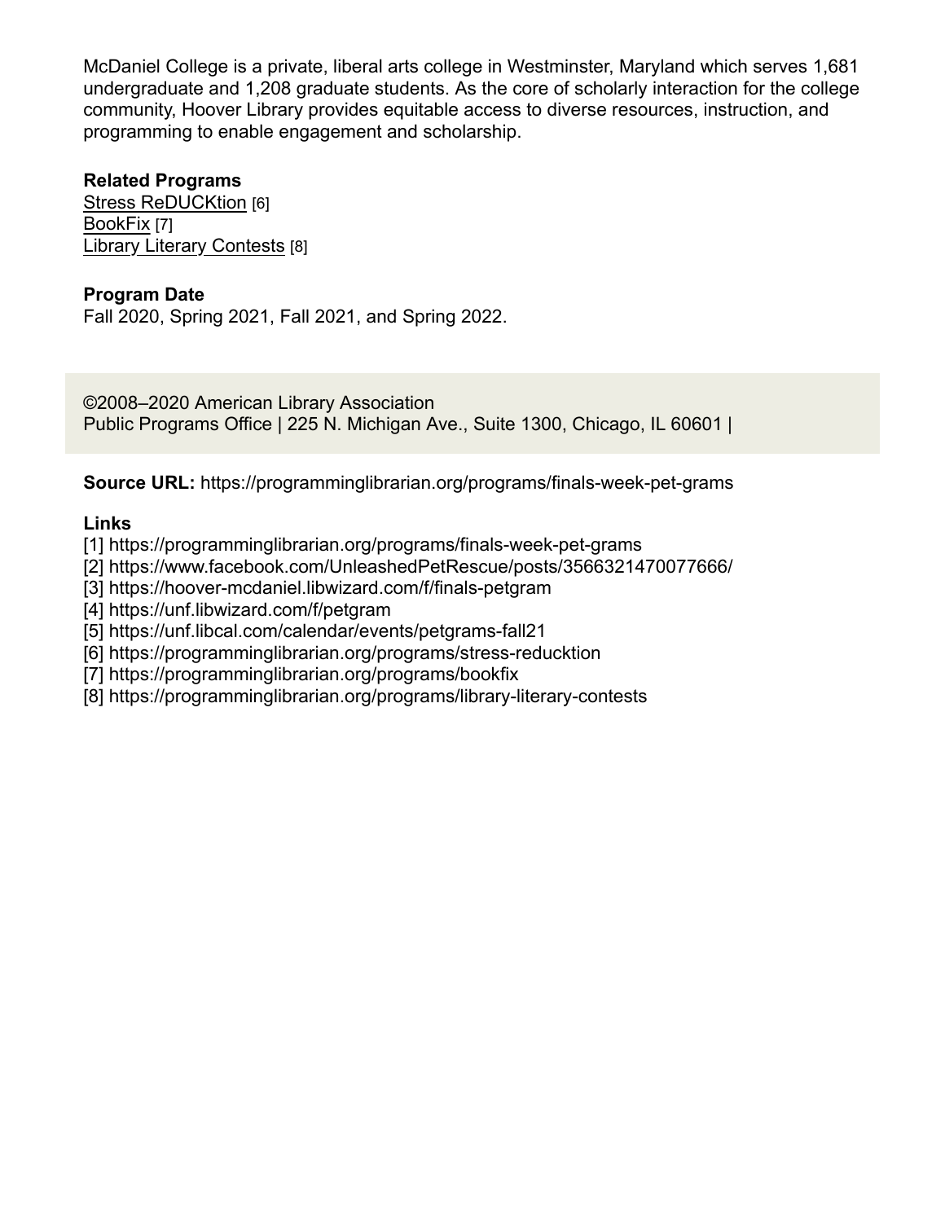McDaniel College is a private, liberal arts college in Westminster, Maryland which serves 1,681 undergraduate and 1,208 graduate students. As the core of scholarly interaction for the college community, Hoover Library provides equitable access to diverse resources, instruction, and programming to enable engagement and scholarship.

**Related Programs**
Stress ReDUCKtion [6]
BookFix [7]
Library Literary Contests [8]

**Program Date**
Fall 2020, Spring 2021, Fall 2021, and Spring 2022.

©2008–2020 American Library Association
Public Programs Office | 225 N. Michigan Ave., Suite 1300, Chicago, IL 60601 |

**Source URL:** https://programminglibrarian.org/programs/finals-week-pet-grams

**Links**
[1] https://programminglibrarian.org/programs/finals-week-pet-grams
[2] https://www.facebook.com/UnleashedPetRescue/posts/3566321470077666/
[3] https://hoover-mcdaniel.libwizard.com/f/finals-petgram
[4] https://unf.libwizard.com/f/petgram
[5] https://unf.libcal.com/calendar/events/petgrams-fall21
[6] https://programminglibrarian.org/programs/stress-reducktion
[7] https://programminglibrarian.org/programs/bookfix
[8] https://programminglibrarian.org/programs/library-literary-contests